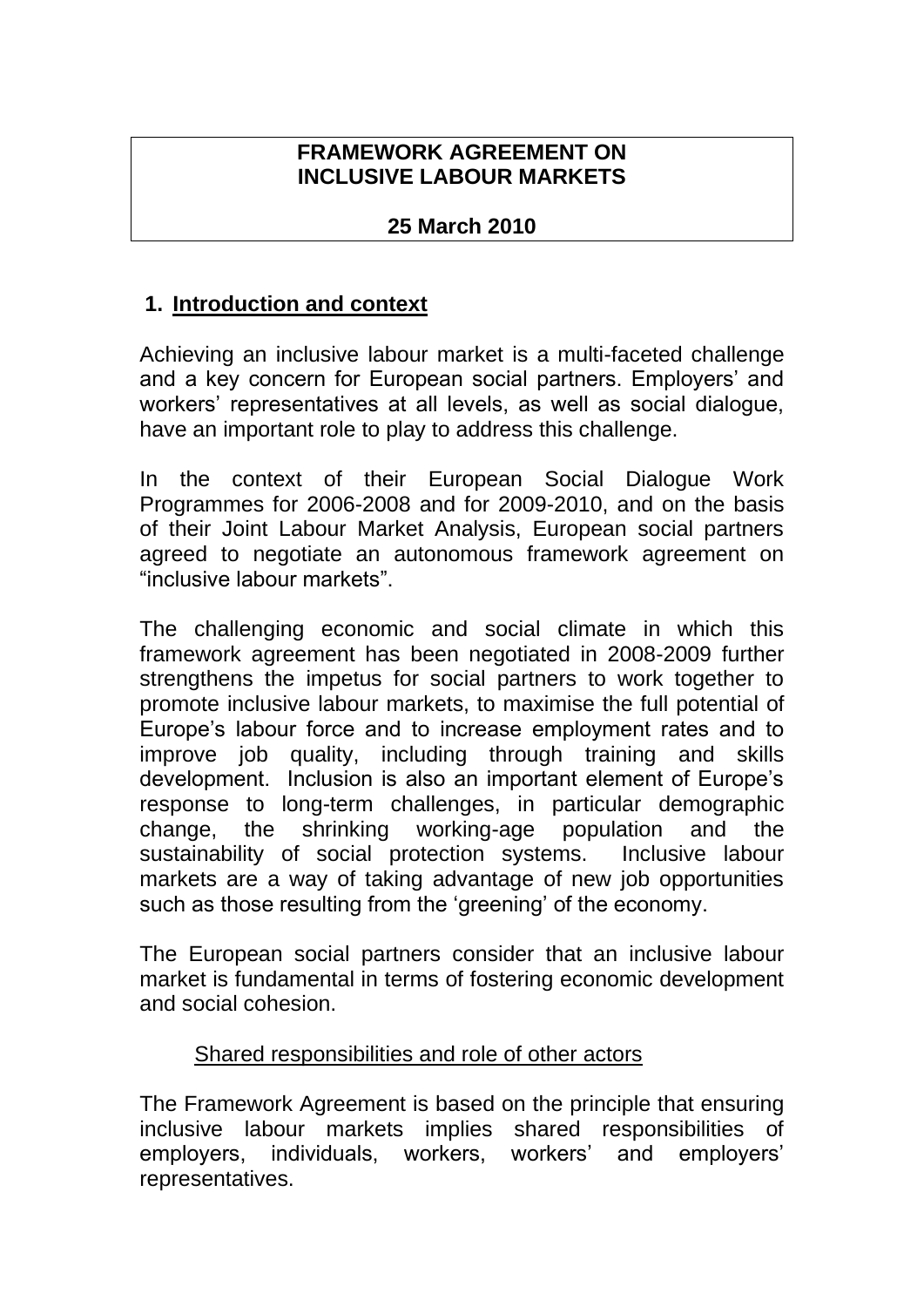# FRAMEWORK AGREEMENT ON INCLUSIVE LABOUR MARKETS

**25 March 2010**

## 1. Introduction and context

Achieving an inclusive labour market is a multi-faceted challenge and a key concern for European social partners. Employers' and workers' representatives at all levels, as well as social dialogue, have an important role to play to address this challenge.

In the context of their European Social Dialogue Work Programmes for 2006-2008 and for 2009-2010, and on the basis of their Joint Labour Market Analysis, European social partners agreed to negotiate an autonomous framework agreement on "inclusive labour markets".

The challenging economic and social climate in which this framework agreement has been negotiated in 2008-2009 further strengthens the impetus for social partners to work together to promote inclusive labour markets, to maximise the full potential of Europe's labour force and to increase employment rates and to improve job quality, including through training and skills development. Inclusion is also an important element of Europe's response to long-term challenges, in particular demographic change, the shrinking working-age population and the sustainability of social protection systems. Inclusive labour markets are a way of taking advantage of new job opportunities such as those resulting from the 'greening' of the economy.

The European social partners consider that an inclusive labour market is fundamental in terms of fostering economic development and social cohesion.

### Shared responsibilities and role of other actors

The Framework Agreement is based on the principle that ensuring inclusive labour markets implies shared responsibilities of employers, individuals, workers, workers' and employers' representatives.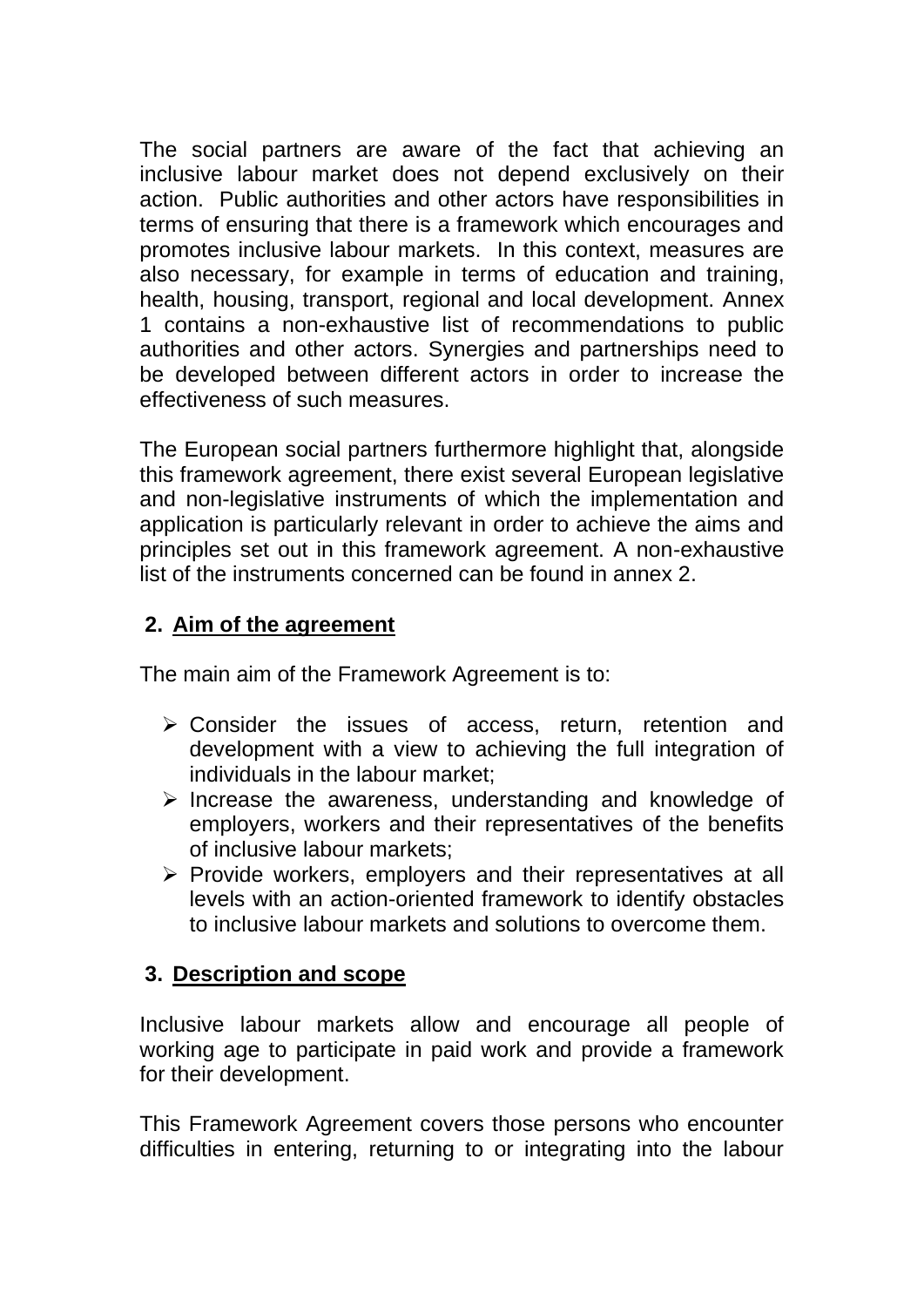The social partners are aware of the fact that achieving an inclusive labour market does not depend exclusively on their action. Public authorities and other actors have responsibilities in terms of ensuring that there is a framework which encourages and promotes inclusive labour markets. In this context, measures are also necessary, for example in terms of education and training, health, housing, transport, regional and local development. Annex 1 contains a non-exhaustive list of recommendations to public authorities and other actors. Synergies and partnerships need to be developed between different actors in order to increase the effectiveness of such measures.

The European social partners furthermore highlight that, alongside this framework agreement, there exist several European legislative and non-legislative instruments of which the implementation and application is particularly relevant in order to achieve the aims and principles set out in this framework agreement. A non-exhaustive list of the instruments concerned can be found in annex 2.

## 2. Aim of the agreement

The main aim of the Framework Agreement is to:

- Consider the issues of access, return, retention and development with a view to achieving the full integration of individuals in the labour market;
- Increase the awareness, understanding and knowledge of employers, workers and their representatives of the benefits of inclusive labour markets;
- Provide workers, employers and their representatives at all levels with an action-oriented framework to identify obstacles to inclusive labour markets and solutions to overcome them.

## 3. Description and scope

Inclusive labour markets allow and encourage all people of working age to participate in paid work and provide a framework for their development.

This Framework Agreement covers those persons who encounter difficulties in entering, returning to or integrating into the labour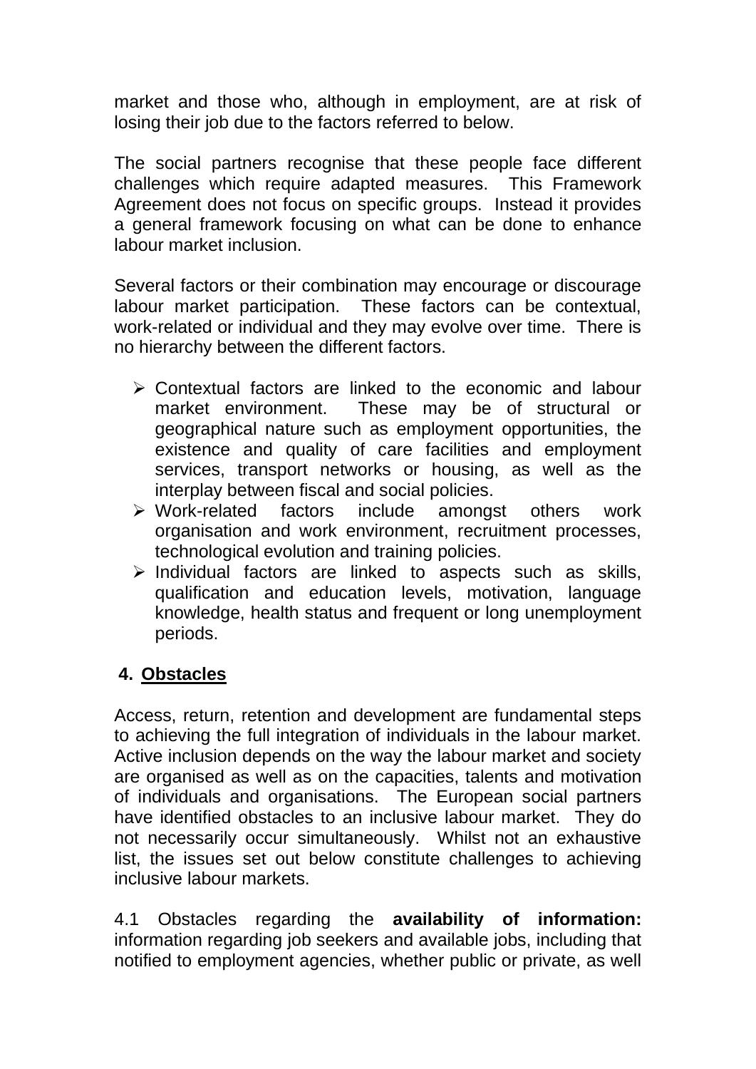market and those who, although in employment, are at risk of losing their job due to the factors referred to below.

The social partners recognise that these people face different challenges which require adapted measures. This Framework Agreement does not focus on specific groups. Instead it provides a general framework focusing on what can be done to enhance labour market inclusion.

Several factors or their combination may encourage or discourage labour market participation. These factors can be contextual, work-related or individual and they may evolve over time. There is no hierarchy between the different factors.

- Contextual factors are linked to the economic and labour market environment. These may be of structural or geographical nature such as employment opportunities, the existence and quality of care facilities and employment services, transport networks or housing, as well as the interplay between fiscal and social policies.
- Work-related factors include amongst others work organisation and work environment, recruitment processes, technological evolution and training policies.
- Individual factors are linked to aspects such as skills, qualification and education levels, motivation, language knowledge, health status and frequent or long unemployment periods.

## 4. Obstacles

Access, return, retention and development are fundamental steps to achieving the full integration of individuals in the labour market. Active inclusion depends on the way the labour market and society are organised as well as on the capacities, talents and motivation of individuals and organisations. The European social partners have identified obstacles to an inclusive labour market. They do not necessarily occur simultaneously. Whilst not an exhaustive list, the issues set out below constitute challenges to achieving inclusive labour markets.

4.1 Obstacles regarding the **availability of information:** information regarding job seekers and available jobs, including that notified to employment agencies, whether public or private, as well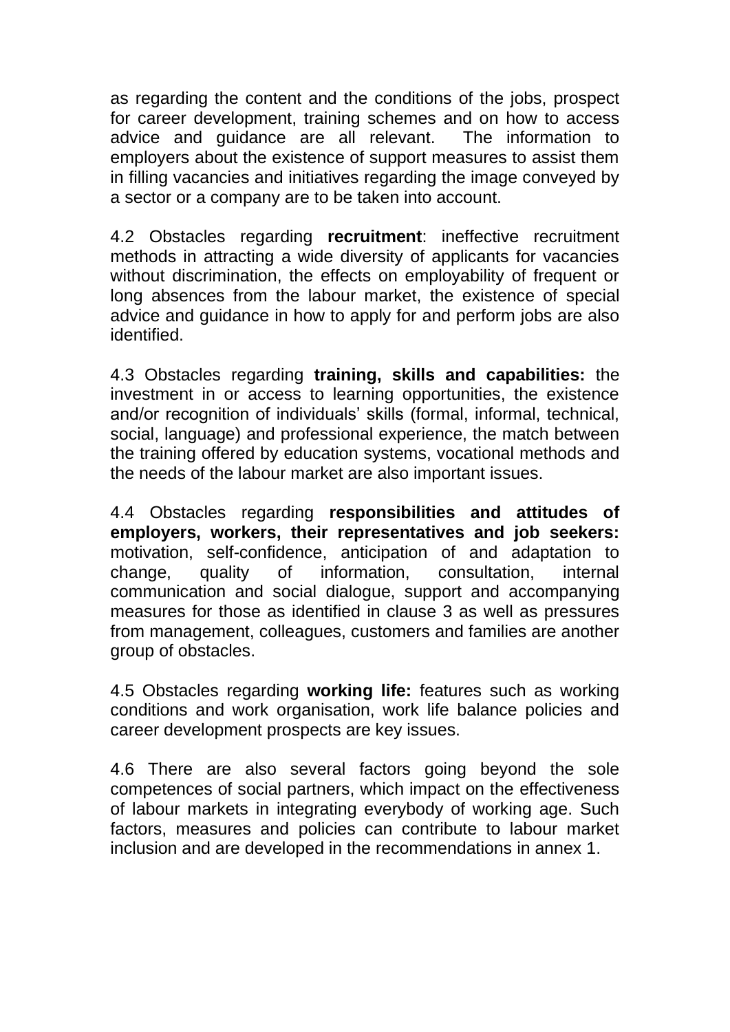as regarding the content and the conditions of the jobs, prospect for career development, training schemes and on how to access advice and guidance are all relevant. The information to employers about the existence of support measures to assist them in filling vacancies and initiatives regarding the image conveyed by a sector or a company are to be taken into account.

4.2 Obstacles regarding **recruitment**: ineffective recruitment methods in attracting a wide diversity of applicants for vacancies without discrimination, the effects on employability of frequent or long absences from the labour market, the existence of special advice and guidance in how to apply for and perform jobs are also identified.

4.3 Obstacles regarding **training, skills and capabilities:** the investment in or access to learning opportunities, the existence and/or recognition of individuals' skills (formal, informal, technical, social, language) and professional experience, the match between the training offered by education systems, vocational methods and the needs of the labour market are also important issues.

4.4 Obstacles regarding **responsibilities and attitudes of employers, workers, their representatives and job seekers:** motivation, self-confidence, anticipation of and adaptation to change, quality of information, consultation, internal communication and social dialogue, support and accompanying measures for those as identified in clause 3 as well as pressures from management, colleagues, customers and families are another group of obstacles.

4.5 Obstacles regarding **working life:** features such as working conditions and work organisation, work life balance policies and career development prospects are key issues.

4.6 There are also several factors going beyond the sole competences of social partners, which impact on the effectiveness of labour markets in integrating everybody of working age. Such factors, measures and policies can contribute to labour market inclusion and are developed in the recommendations in annex 1.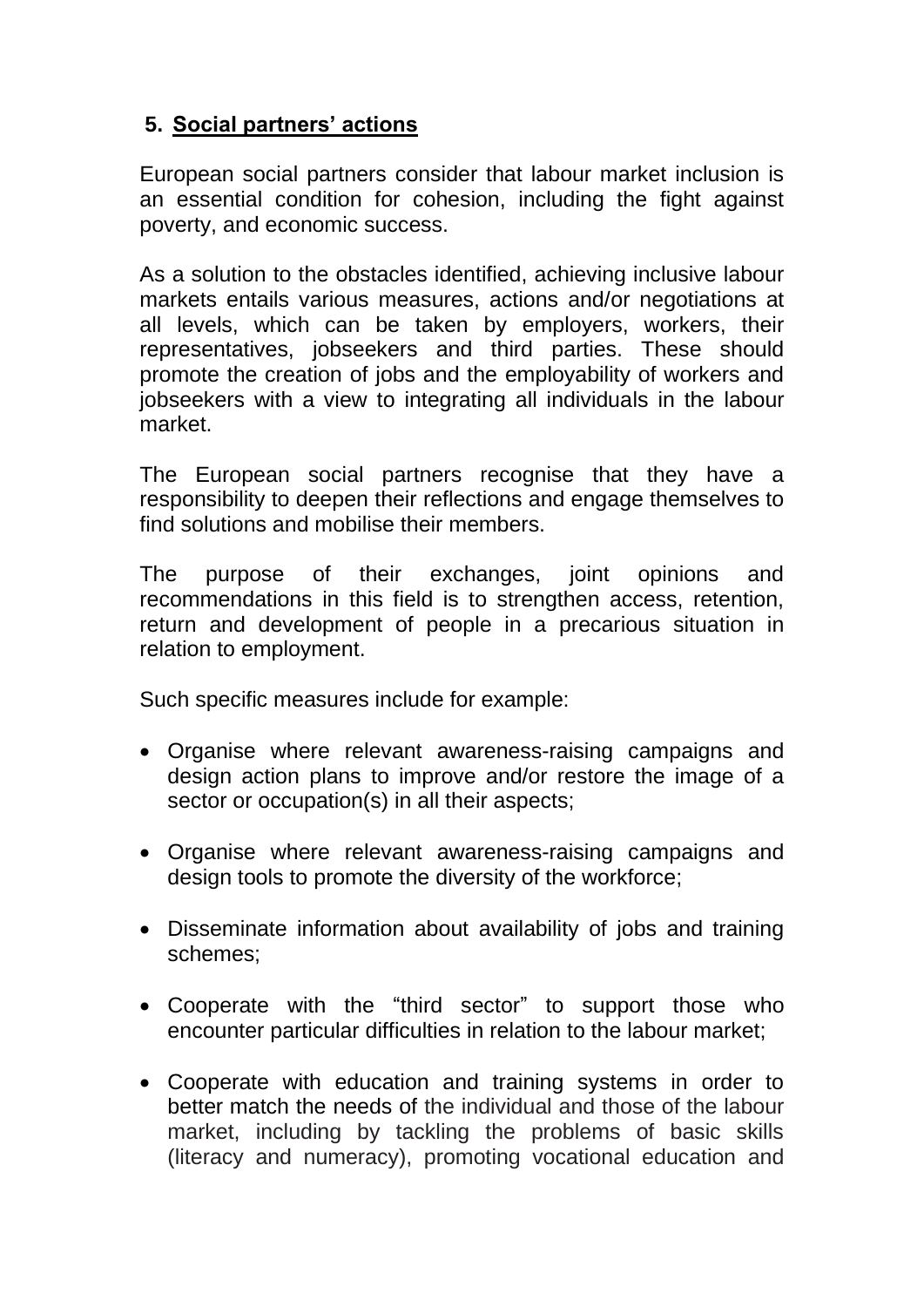## 5. Social partners' actions

European social partners consider that labour market inclusion is an essential condition for cohesion, including the fight against poverty, and economic success.

As a solution to the obstacles identified, achieving inclusive labour markets entails various measures, actions and/or negotiations at all levels, which can be taken by employers, workers, their representatives, jobseekers and third parties. These should promote the creation of jobs and the employability of workers and jobseekers with a view to integrating all individuals in the labour market.

The European social partners recognise that they have a responsibility to deepen their reflections and engage themselves to find solutions and mobilise their members.

The purpose of their exchanges, joint opinions and recommendations in this field is to strengthen access, retention, return and development of people in a precarious situation in relation to employment.

Such specific measures include for example:

- Organise where relevant awareness-raising campaigns and design action plans to improve and/or restore the image of a sector or occupation(s) in all their aspects;
- Organise where relevant awareness-raising campaigns and design tools to promote the diversity of the workforce;
- Disseminate information about availability of jobs and training schemes;
- Cooperate with the "third sector" to support those who encounter particular difficulties in relation to the labour market;
- Cooperate with education and training systems in order to better match the needs of the individual and those of the labour market, including by tackling the problems of basic skills (literacy and numeracy), promoting vocational education and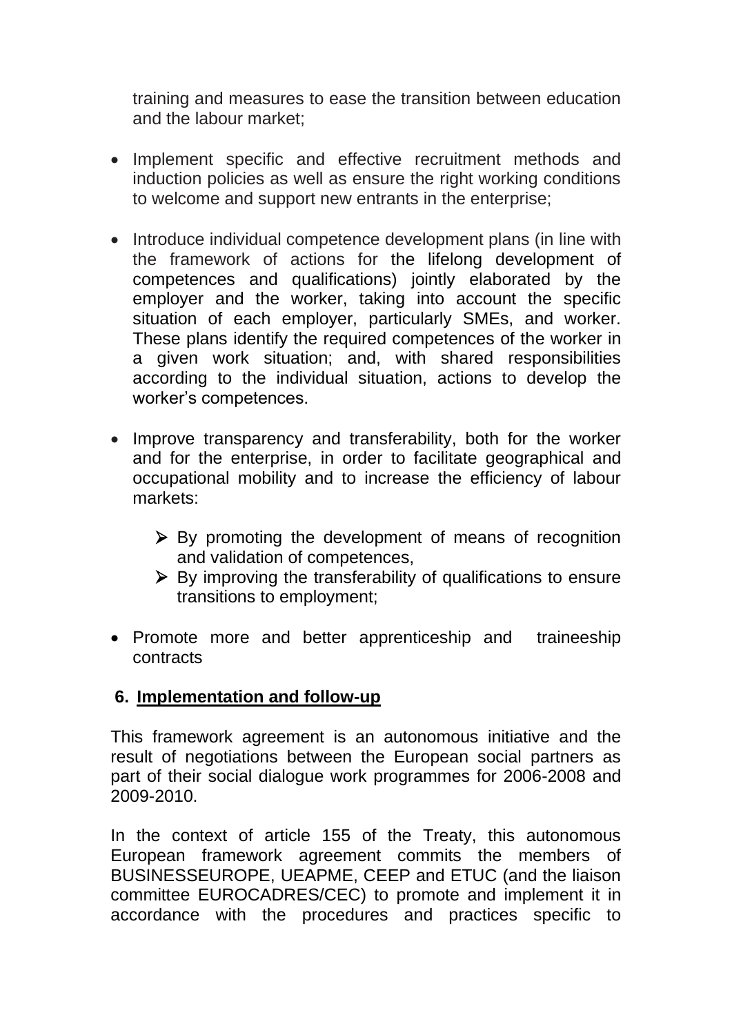training and measures to ease the transition between education and the labour market;

- Implement specific and effective recruitment methods and induction policies as well as ensure the right working conditions to welcome and support new entrants in the enterprise;

- Introduce individual competence development plans (in line with the framework of actions for the lifelong development of competences and qualifications) jointly elaborated by the employer and the worker, taking into account the specific situation of each employer, particularly SMEs, and worker. These plans identify the required competences of the worker in a given work situation; and, with shared responsibilities according to the individual situation, actions to develop the worker's competences.

- Improve transparency and transferability, both for the worker and for the enterprise, in order to facilitate geographical and occupational mobility and to increase the efficiency of labour markets:

  - By promoting the development of means of recognition and validation of competences,
  - By improving the transferability of qualifications to ensure transitions to employment;

- Promote more and better apprenticeship and traineeship contracts

## 6. Implementation and follow-up

This framework agreement is an autonomous initiative and the result of negotiations between the European social partners as part of their social dialogue work programmes for 2006-2008 and 2009-2010.

In the context of article 155 of the Treaty, this autonomous European framework agreement commits the members of BUSINESSEUROPE, UEAPME, CEEP and ETUC (and the liaison committee EUROCADRES/CEC) to promote and implement it in accordance with the procedures and practices specific to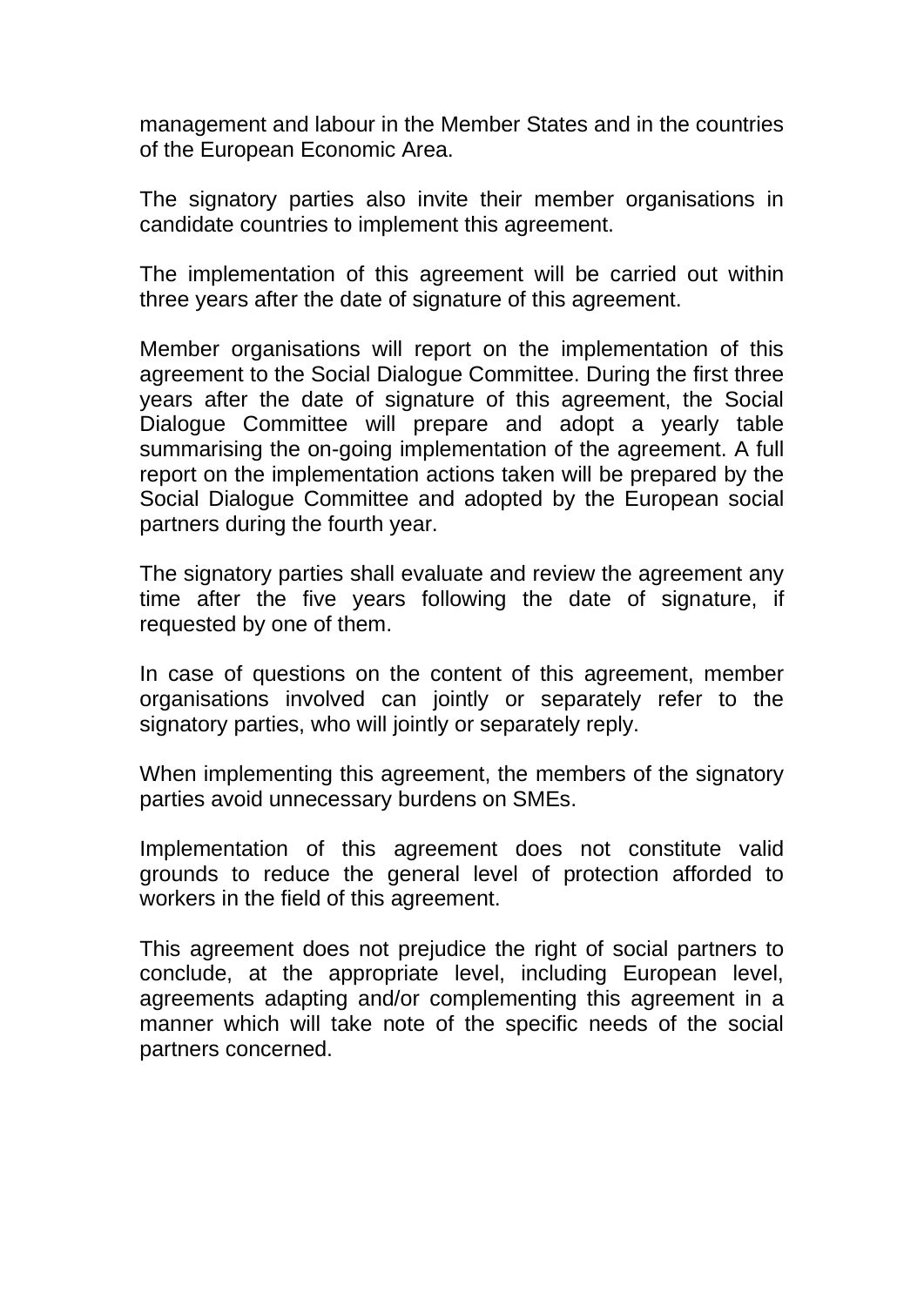management and labour in the Member States and in the countries of the European Economic Area.

The signatory parties also invite their member organisations in candidate countries to implement this agreement.

The implementation of this agreement will be carried out within three years after the date of signature of this agreement.

Member organisations will report on the implementation of this agreement to the Social Dialogue Committee. During the first three years after the date of signature of this agreement, the Social Dialogue Committee will prepare and adopt a yearly table summarising the on-going implementation of the agreement. A full report on the implementation actions taken will be prepared by the Social Dialogue Committee and adopted by the European social partners during the fourth year.

The signatory parties shall evaluate and review the agreement any time after the five years following the date of signature, if requested by one of them.

In case of questions on the content of this agreement, member organisations involved can jointly or separately refer to the signatory parties, who will jointly or separately reply.

When implementing this agreement, the members of the signatory parties avoid unnecessary burdens on SMEs.

Implementation of this agreement does not constitute valid grounds to reduce the general level of protection afforded to workers in the field of this agreement.

This agreement does not prejudice the right of social partners to conclude, at the appropriate level, including European level, agreements adapting and/or complementing this agreement in a manner which will take note of the specific needs of the social partners concerned.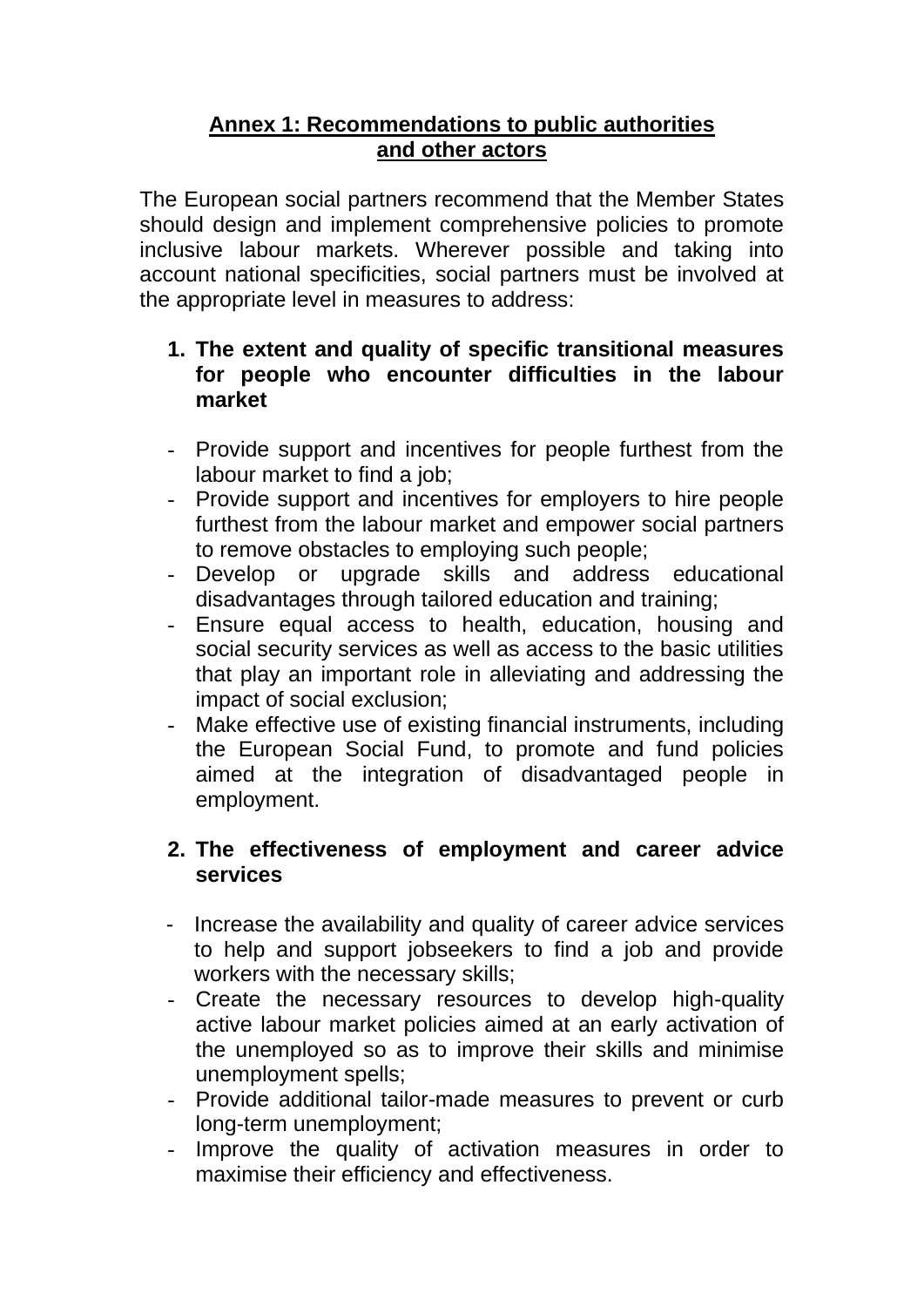## Annex 1: Recommendations to public authorities and other actors

The European social partners recommend that the Member States should design and implement comprehensive policies to promote inclusive labour markets. Wherever possible and taking into account national specificities, social partners must be involved at the appropriate level in measures to address:

1. **The extent and quality of specific transitional measures for people who encounter difficulties in the labour market**

- Provide support and incentives for people furthest from the labour market to find a job;
- Provide support and incentives for employers to hire people furthest from the labour market and empower social partners to remove obstacles to employing such people;
- Develop or upgrade skills and address educational disadvantages through tailored education and training;
- Ensure equal access to health, education, housing and social security services as well as access to the basic utilities that play an important role in alleviating and addressing the impact of social exclusion;
- Make effective use of existing financial instruments, including the European Social Fund, to promote and fund policies aimed at the integration of disadvantaged people in employment.

2. **The effectiveness of employment and career advice services**

- Increase the availability and quality of career advice services to help and support jobseekers to find a job and provide workers with the necessary skills;
- Create the necessary resources to develop high-quality active labour market policies aimed at an early activation of the unemployed so as to improve their skills and minimise unemployment spells;
- Provide additional tailor-made measures to prevent or curb long-term unemployment;
- Improve the quality of activation measures in order to maximise their efficiency and effectiveness.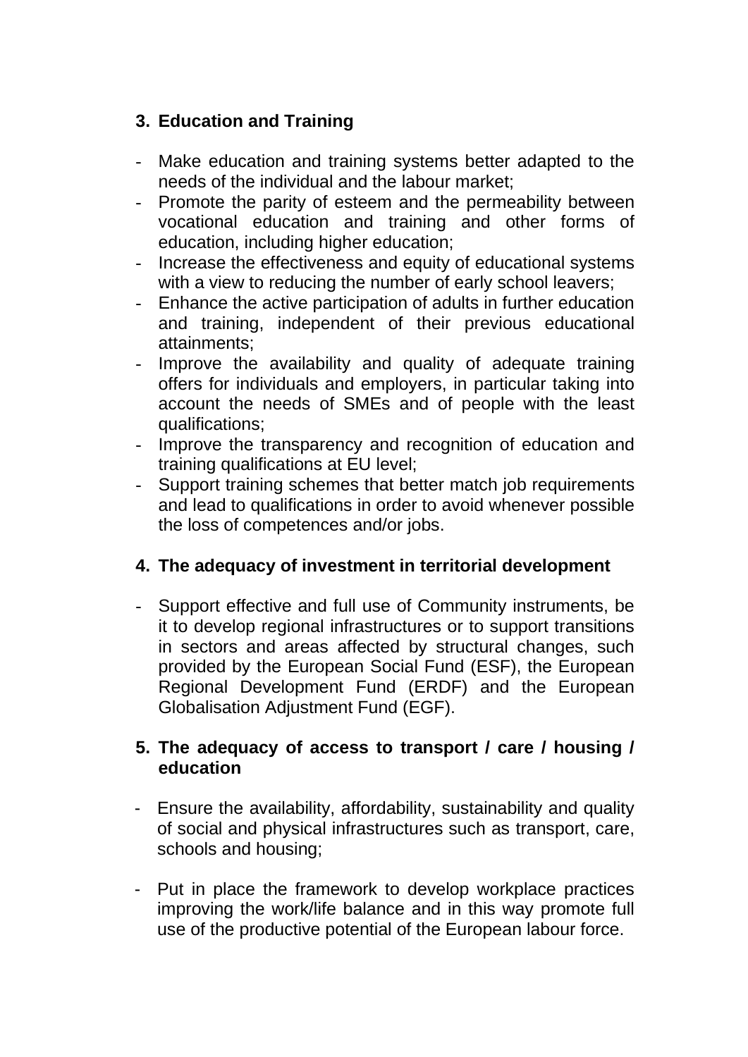## 3. Education and Training

- Make education and training systems better adapted to the needs of the individual and the labour market;
- Promote the parity of esteem and the permeability between vocational education and training and other forms of education, including higher education;
- Increase the effectiveness and equity of educational systems with a view to reducing the number of early school leavers;
- Enhance the active participation of adults in further education and training, independent of their previous educational attainments;
- Improve the availability and quality of adequate training offers for individuals and employers, in particular taking into account the needs of SMEs and of people with the least qualifications;
- Improve the transparency and recognition of education and training qualifications at EU level;
- Support training schemes that better match job requirements and lead to qualifications in order to avoid whenever possible the loss of competences and/or jobs.

## 4. The adequacy of investment in territorial development

- Support effective and full use of Community instruments, be it to develop regional infrastructures or to support transitions in sectors and areas affected by structural changes, such provided by the European Social Fund (ESF), the European Regional Development Fund (ERDF) and the European Globalisation Adjustment Fund (EGF).

## 5. The adequacy of access to transport / care / housing / education

- Ensure the availability, affordability, sustainability and quality of social and physical infrastructures such as transport, care, schools and housing;

- Put in place the framework to develop workplace practices improving the work/life balance and in this way promote full use of the productive potential of the European labour force.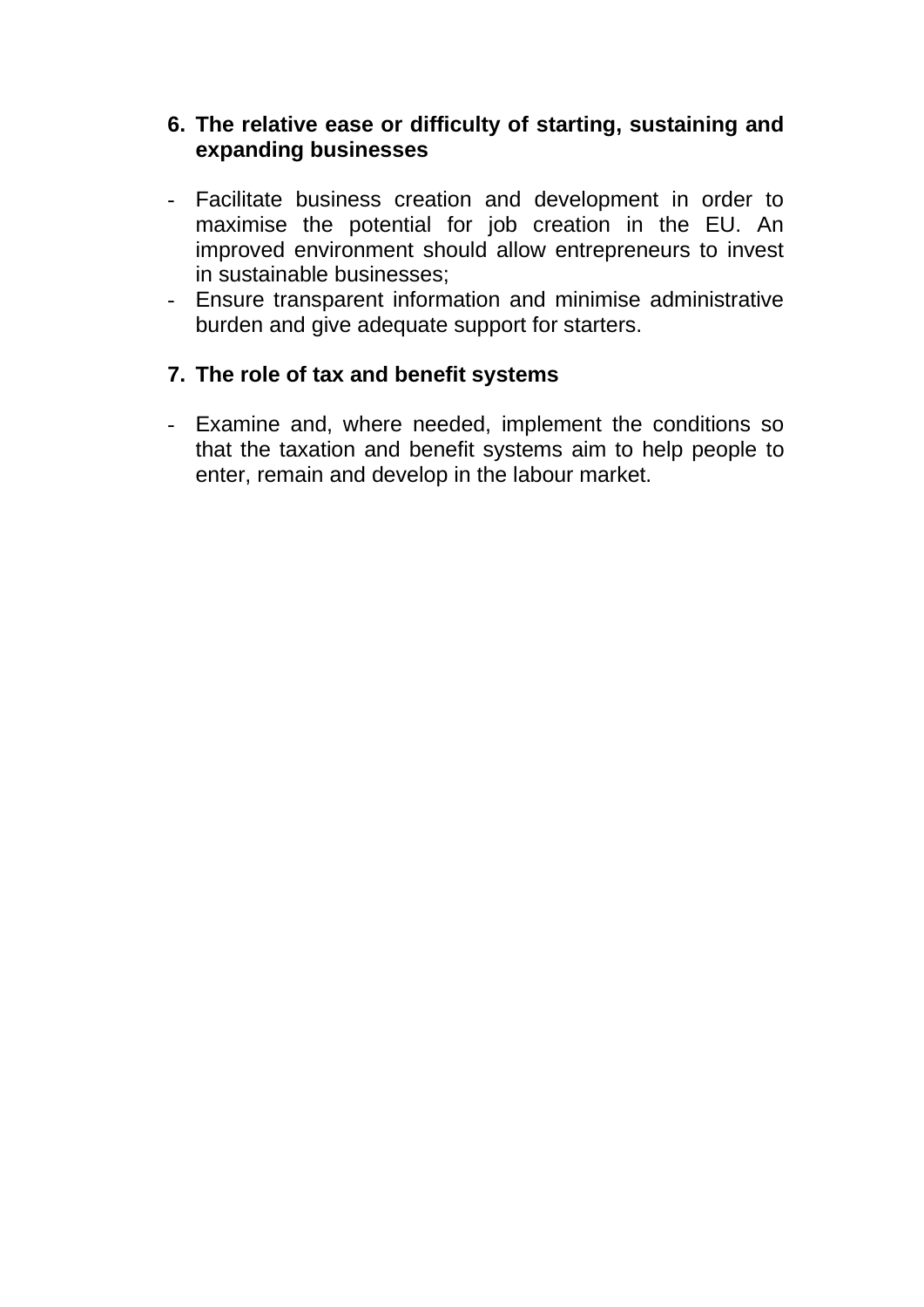6. **The relative ease or difficulty of starting, sustaining and expanding businesses**

- Facilitate business creation and development in order to maximise the potential for job creation in the EU. An improved environment should allow entrepreneurs to invest in sustainable businesses;
- Ensure transparent information and minimise administrative burden and give adequate support for starters.

7. **The role of tax and benefit systems**

- Examine and, where needed, implement the conditions so that the taxation and benefit systems aim to help people to enter, remain and develop in the labour market.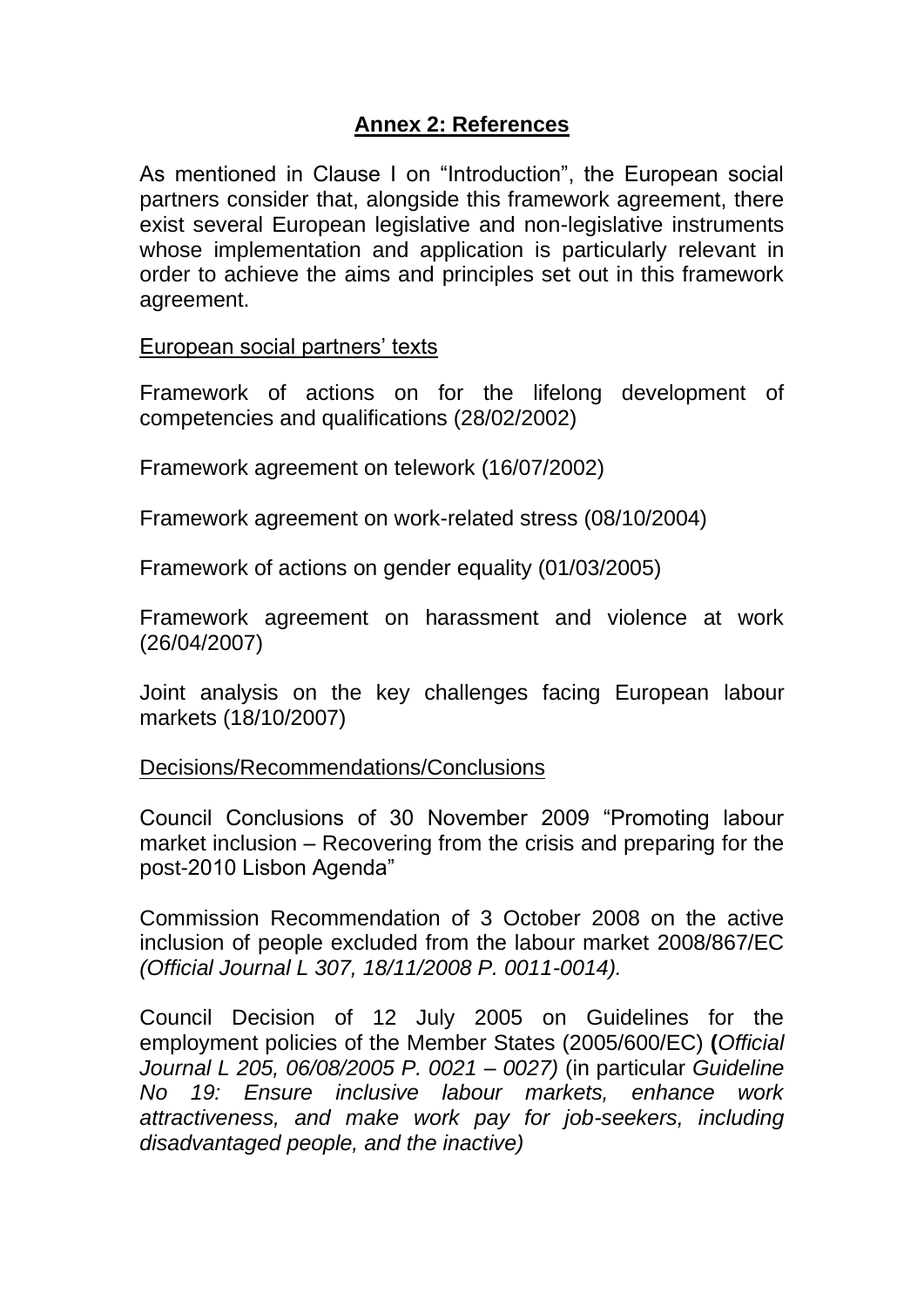## Annex 2: References

As mentioned in Clause I on "Introduction", the European social partners consider that, alongside this framework agreement, there exist several European legislative and non-legislative instruments whose implementation and application is particularly relevant in order to achieve the aims and principles set out in this framework agreement.

European social partners' texts

Framework of actions on for the lifelong development of competencies and qualifications (28/02/2002)

Framework agreement on telework (16/07/2002)

Framework agreement on work-related stress (08/10/2004)

Framework of actions on gender equality (01/03/2005)

Framework agreement on harassment and violence at work (26/04/2007)

Joint analysis on the key challenges facing European labour markets (18/10/2007)

Decisions/Recommendations/Conclusions

Council Conclusions of 30 November 2009 "Promoting labour market inclusion – Recovering from the crisis and preparing for the post-2010 Lisbon Agenda"

Commission Recommendation of 3 October 2008 on the active inclusion of people excluded from the labour market 2008/867/EC *(Official Journal L 307, 18/11/2008 P. 0011-0014).*

Council Decision of 12 July 2005 on Guidelines for the employment policies of the Member States (2005/600/EC) **(***Official Journal L 205, 06/08/2005 P. 0021 – 0027)* (in particular *Guideline No 19: Ensure inclusive labour markets, enhance work attractiveness, and make work pay for job-seekers, including disadvantaged people, and the inactive)*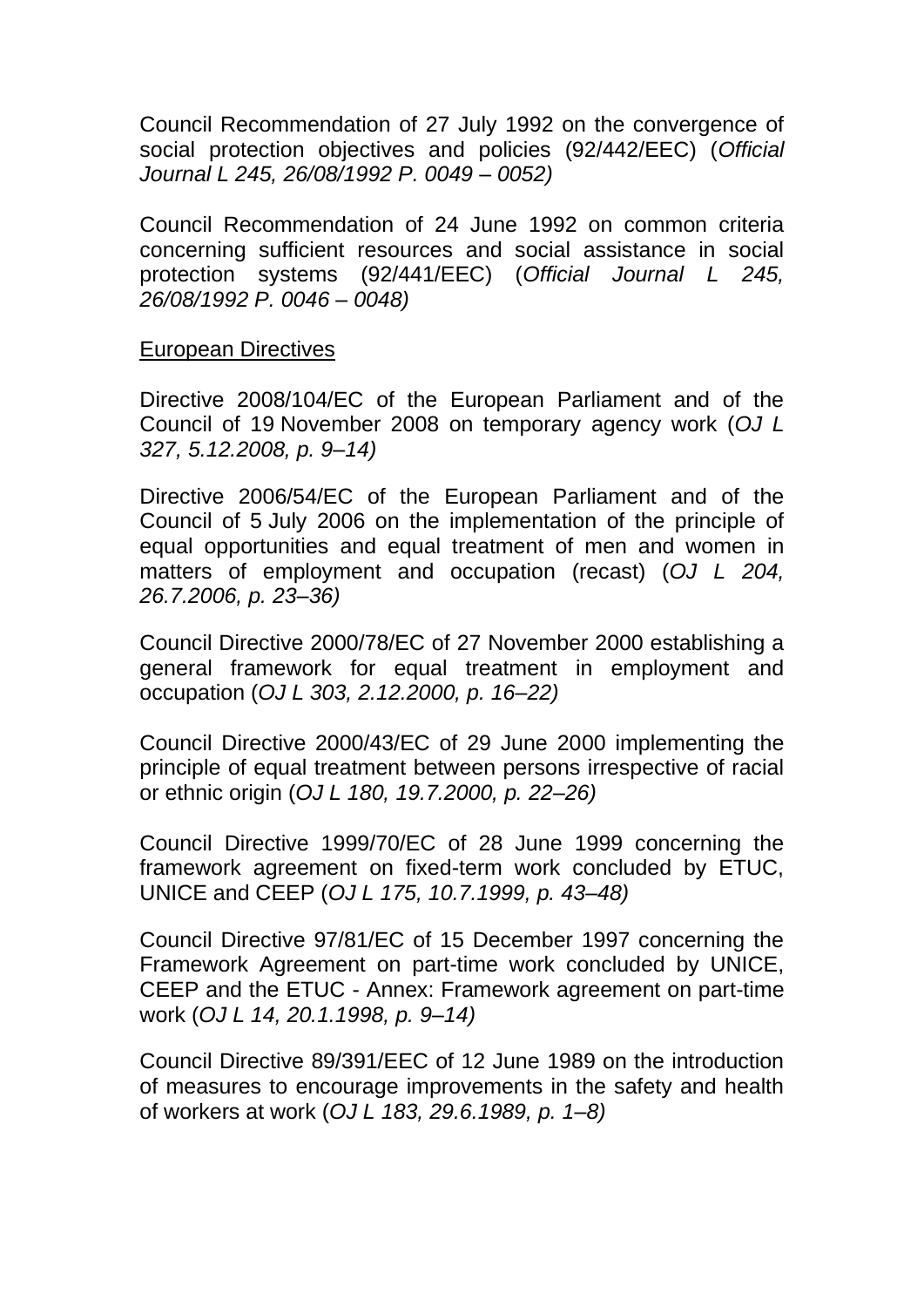Council Recommendation of 27 July 1992 on the convergence of social protection objectives and policies (92/442/EEC) (*Official Journal L 245, 26/08/1992 P. 0049 – 0052)*

Council Recommendation of 24 June 1992 on common criteria concerning sufficient resources and social assistance in social protection systems (92/441/EEC) (*Official Journal L 245, 26/08/1992 P. 0046 – 0048)*

<u>European Directives</u>

Directive 2008/104/EC of the European Parliament and of the Council of 19 November 2008 on temporary agency work (*OJ L 327, 5.12.2008, p. 9–14)*

Directive 2006/54/EC of the European Parliament and of the Council of 5 July 2006 on the implementation of the principle of equal opportunities and equal treatment of men and women in matters of employment and occupation (recast) (*OJ L 204, 26.7.2006, p. 23–36)*

Council Directive 2000/78/EC of 27 November 2000 establishing a general framework for equal treatment in employment and occupation (*OJ L 303, 2.12.2000, p. 16–22)*

Council Directive 2000/43/EC of 29 June 2000 implementing the principle of equal treatment between persons irrespective of racial or ethnic origin (*OJ L 180, 19.7.2000, p. 22–26)*

Council Directive 1999/70/EC of 28 June 1999 concerning the framework agreement on fixed-term work concluded by ETUC, UNICE and CEEP (*OJ L 175, 10.7.1999, p. 43–48)*

Council Directive 97/81/EC of 15 December 1997 concerning the Framework Agreement on part-time work concluded by UNICE, CEEP and the ETUC - Annex: Framework agreement on part-time work (*OJ L 14, 20.1.1998, p. 9–14)*

Council Directive 89/391/EEC of 12 June 1989 on the introduction of measures to encourage improvements in the safety and health of workers at work (*OJ L 183, 29.6.1989, p. 1–8)*